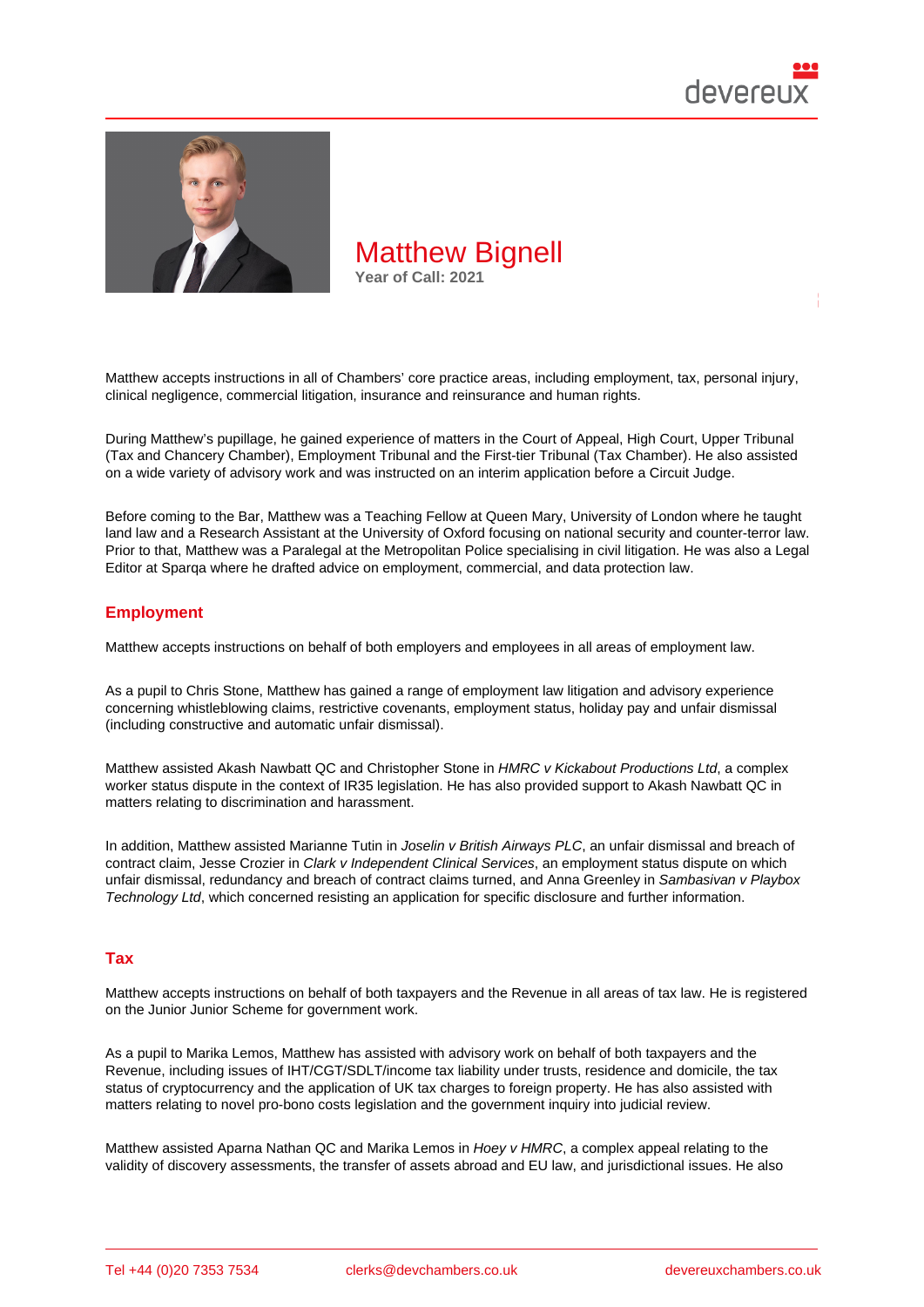# Matthew Bignell

**Year of Call: 2021**

Matthew accepts instructions in all of Chambers' core practice areas, including employment, tax, personal injury, clinical negligence, commercial litigation, insurance and reinsurance and human rights.

During Matthew's pupillage, he gained experience of matters in the Court of Appeal, High Court, Upper Tribunal (Tax and Chancery Chamber), Employment Tribunal and the First-tier Tribunal (Tax Chamber). He also assisted on a wide variety of advisory work and was instructed on an interim application before a Circuit Judge.

Before coming to the Bar, Matthew was a Teaching Fellow at Queen Mary, University of London where he taught land law and a Research Assistant at the University of Oxford focusing on national security and counter-terror law. Prior to that, Matthew was a Paralegal at the Metropolitan Police specialising in civil litigation. He was also a Legal Editor at Sparqa where he drafted advice on employment, commercial, and data protection law.

## Employment

Matthew accepts instructions on behalf of both employers and employees in all areas of employment law.

As a pupil to Chris Stone, Matthew has gained a range of employment law litigation and advisory experience concerning whistleblowing claims, restrictive covenants, employment status, holiday pay and unfair dismissal (including constructive and automatic unfair dismissal).

Matthew assisted Akash Nawbatt QC and Christopher Stone in *HMRC v Kickabout Productions Ltd*, a complex worker status dispute in the context of IR35 legislation. He has also provided support to Akash Nawbatt QC in matters relating to discrimination and harassment.

In addition, Matthew assisted Marianne Tutin in *Joselin v British Airways PLC*, an unfair dismissal and breach of contract claim, Jesse Crozier in *Clark v Independent Clinical Services*, an employment status dispute on which unfair dismissal, redundancy and breach of contract claims turned, and Anna Greenley in *Sambasivan v Playbox Technology Ltd*, which concerned resisting an application for specific disclosure and further information.

## Tax

Matthew accepts instructions on behalf of both taxpayers and the Revenue in all areas of tax law. He is registered on the Junior Junior Scheme for government work.

As a pupil to Marika Lemos, Matthew has assisted with advisory work on behalf of both taxpayers and the Revenue, including issues of IHT/CGT/SDLT/income tax liability under trusts, residence and domicile, the tax status of cryptocurrency and the application of UK tax charges to foreign property. He has also assisted with matters relating to novel pro-bono costs legislation and the government inquiry into judicial review.

Matthew assisted Aparna Nathan QC and Marika Lemos in *Hoey v HMRC*, a complex appeal relating to the validity of discovery assessments, the transfer of assets abroad and EU law, and jurisdictional issues. He also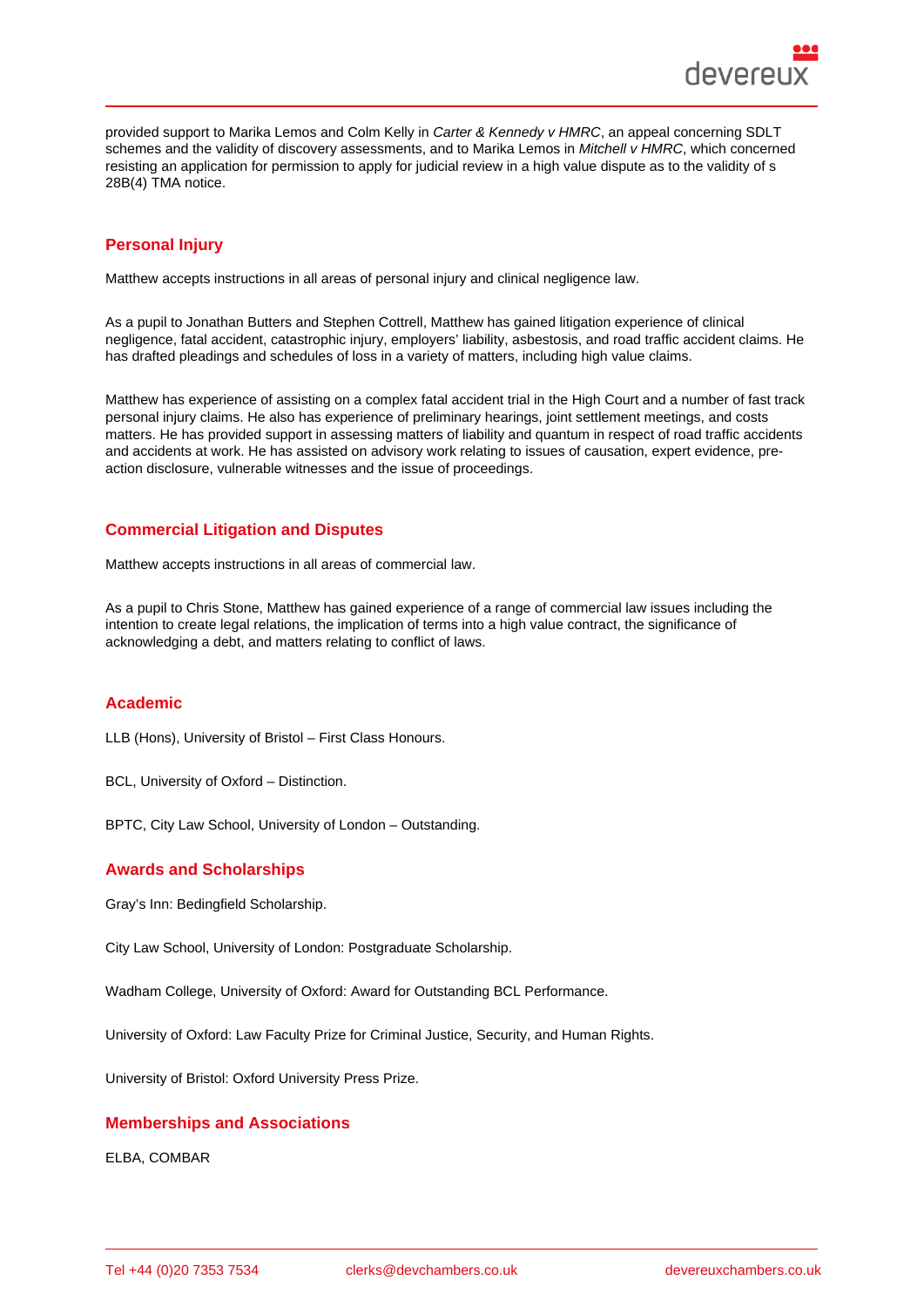provided support to Marika Lemos and Colm Kelly in *Carter & Kennedy v HMRC*, an appeal concerning SDLT schemes and the validity of discovery assessments, and to Marika Lemos in *Mitchell v HMRC*, which concerned resisting an application for permission to apply for judicial review in a high value dispute as to the validity of s 28B(4) TMA notice.

## Personal Injury

Matthew accepts instructions in all areas of personal injury and clinical negligence law.

As a pupil to Jonathan Butters and Stephen Cottrell, Matthew has gained litigation experience of clinical negligence, fatal accident, catastrophic injury, employers' liability, asbestosis, and road traffic accident claims. He has drafted pleadings and schedules of loss in a variety of matters, including high value claims.

Matthew has experience of assisting on a complex fatal accident trial in the High Court and a number of fast track personal injury claims. He also has experience of preliminary hearings, joint settlement meetings, and costs matters. He has provided support in assessing matters of liability and quantum in respect of road traffic accidents and accidents at work. He has assisted on advisory work relating to issues of causation, expert evidence, pre-action disclosure, vulnerable witnesses and the issue of proceedings.

## Commercial Litigation and Disputes

Matthew accepts instructions in all areas of commercial law.

As a pupil to Chris Stone, Matthew has gained experience of a range of commercial law issues including the intention to create legal relations, the implication of terms into a high value contract, the significance of acknowledging a debt, and matters relating to conflict of laws.

## Academic

LLB (Hons), University of Bristol – First Class Honours.

BCL, University of Oxford – Distinction.

BPTC, City Law School, University of London – Outstanding.

## Awards and Scholarships

Gray's Inn: Bedingfield Scholarship.

City Law School, University of London: Postgraduate Scholarship.

Wadham College, University of Oxford: Award for Outstanding BCL Performance.

University of Oxford: Law Faculty Prize for Criminal Justice, Security, and Human Rights.

University of Bristol: Oxford University Press Prize.

## Memberships and Associations

ELBA, COMBAR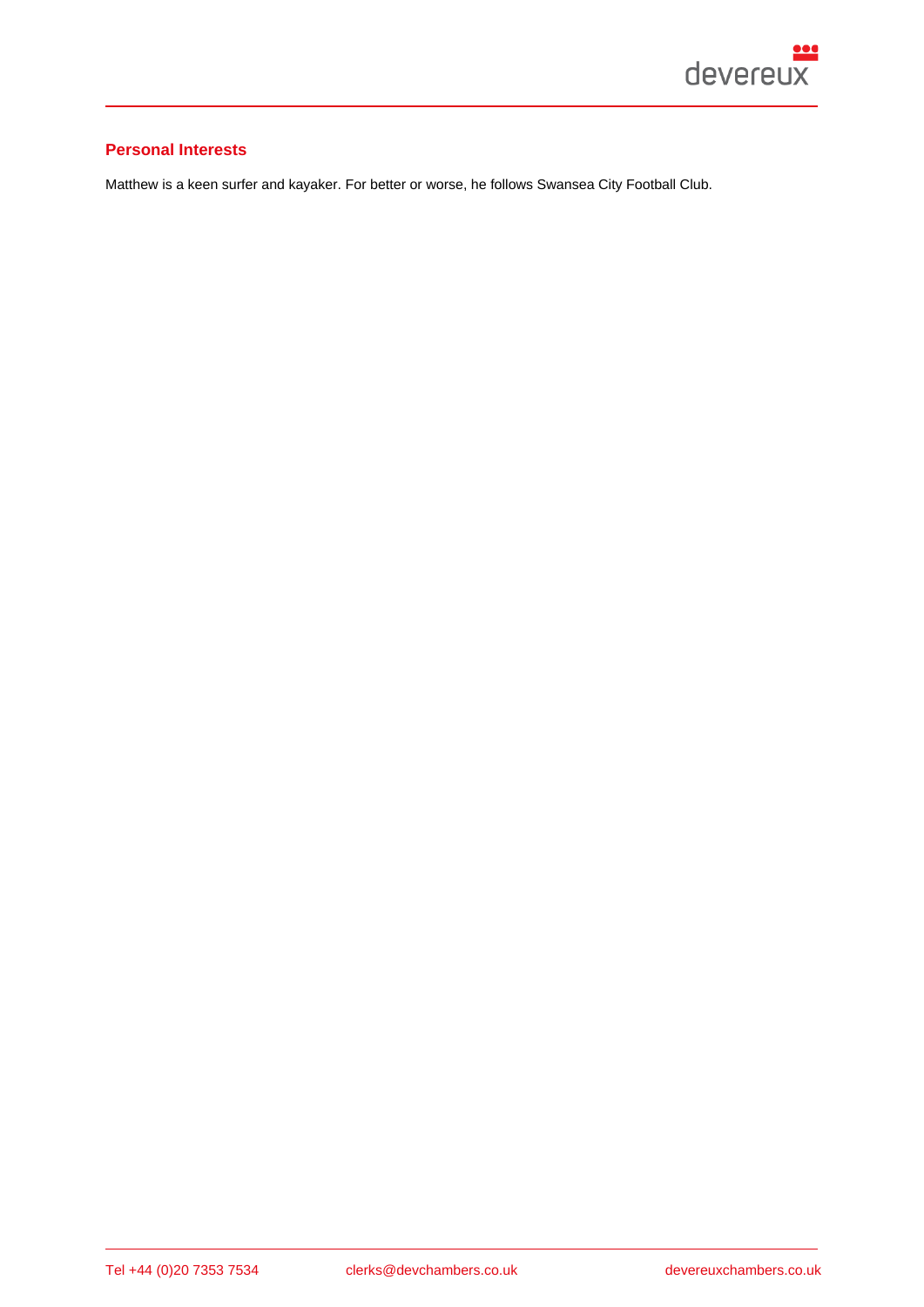## Personal Interests

Matthew is a keen surfer and kayaker. For better or worse, he follows Swansea City Football Club.